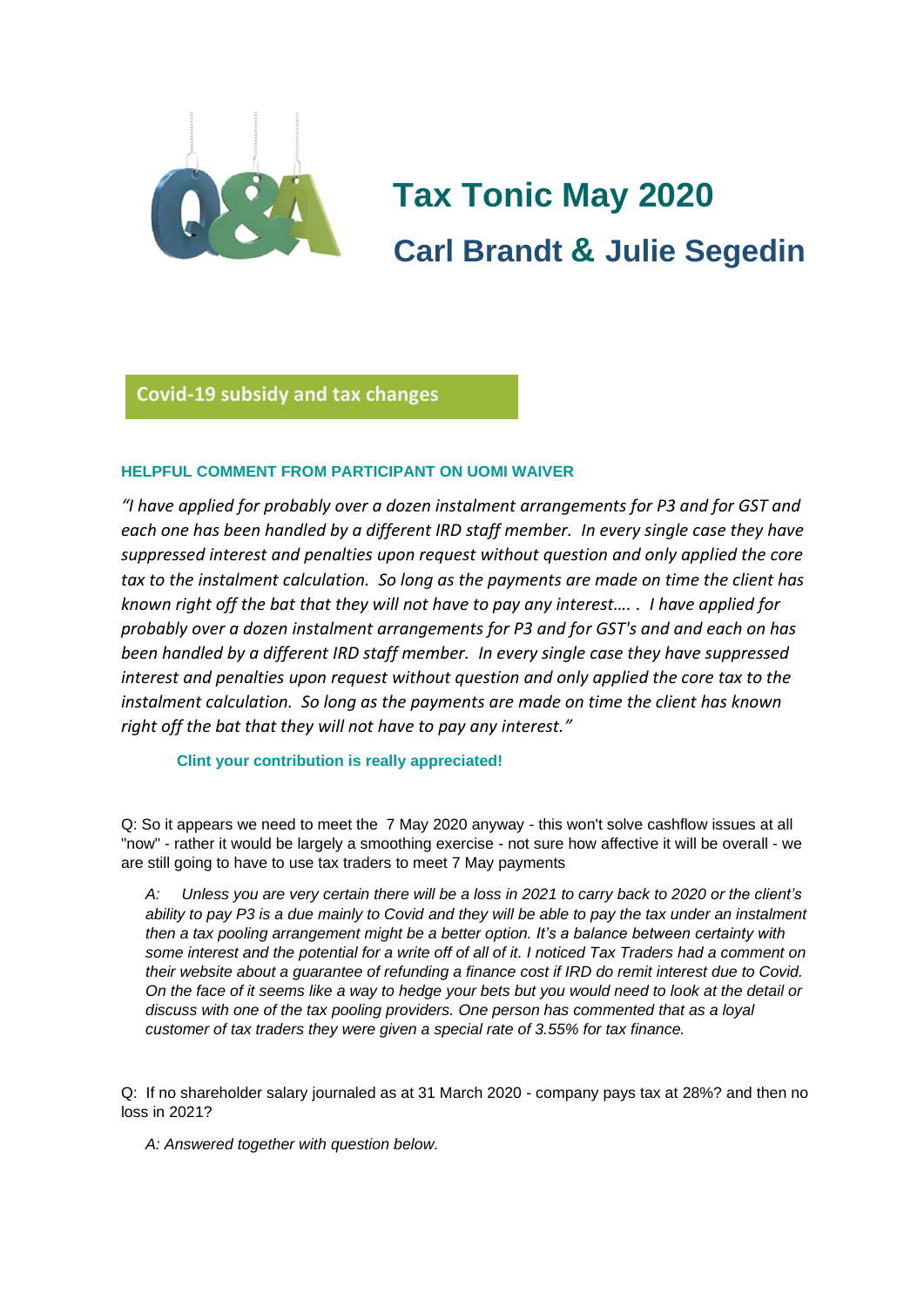# Tax Tonic May 2020

## Carl Brandt & Julie Segedin

**Covid-19 subsidy and tax changes**

### HELPFUL COMMENT FROM PARTICIPANT ON UOMI WAIVER

*"I have applied for probably over a dozen instalment arrangements for P3 and for GST and each one has been handled by a different IRD staff member. In every single case they have suppressed interest and penalties upon request without question and only applied the core tax to the instalment calculation. So long as the payments are made on time the client has known right off the bat that they will not have to pay any interest…. . I have applied for probably over a dozen instalment arrangements for P3 and for GST's and and each on has been handled by a different IRD staff member. In every single case they have suppressed interest and penalties upon request without question and only applied the core tax to the instalment calculation. So long as the payments are made on time the client has known right off the bat that they will not have to pay any interest."*

**Clint your contribution is really appreciated!**

Q: So it appears we need to meet the 7 May 2020 anyway - this won't solve cashflow issues at all "now" - rather it would be largely a smoothing exercise - not sure how affective it will be overall - we are still going to have to use tax traders to meet 7 May payments

> *A: Unless you are very certain there will be a loss in 2021 to carry back to 2020 or the client's ability to pay P3 is a due mainly to Covid and they will be able to pay the tax under an instalment then a tax pooling arrangement might be a better option. It's a balance between certainty with some interest and the potential for a write off of all of it. I noticed Tax Traders had a comment on their website about a guarantee of refunding a finance cost if IRD do remit interest due to Covid. On the face of it seems like a way to hedge your bets but you would need to look at the detail or discuss with one of the tax pooling providers. One person has commented that as a loyal customer of tax traders they were given a special rate of 3.55% for tax finance.*

Q: If no shareholder salary journaled as at 31 March 2020 - company pays tax at 28%? and then no loss in 2021?

> *A: Answered together with question below.*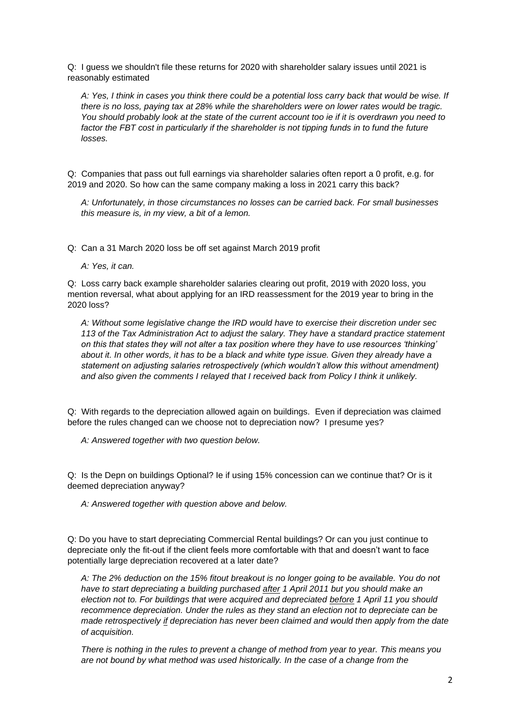Q: I guess we shouldn't file these returns for 2020 with shareholder salary issues until 2021 is reasonably estimated

*A: Yes, I think in cases you think there could be a potential loss carry back that would be wise. If there is no loss, paying tax at 28% while the shareholders were on lower rates would be tragic. You should probably look at the state of the current account too ie if it is overdrawn you need to factor the FBT cost in particularly if the shareholder is not tipping funds in to fund the future losses.*

Q: Companies that pass out full earnings via shareholder salaries often report a 0 profit, e.g. for 2019 and 2020. So how can the same company making a loss in 2021 carry this back?

*A: Unfortunately, in those circumstances no losses can be carried back. For small businesses this measure is, in my view, a bit of a lemon.*

Q: Can a 31 March 2020 loss be off set against March 2019 profit

*A: Yes, it can.*

Q: Loss carry back example shareholder salaries clearing out profit, 2019 with 2020 loss, you mention reversal, what about applying for an IRD reassessment for the 2019 year to bring in the 2020 loss?

*A: Without some legislative change the IRD would have to exercise their discretion under sec 113 of the Tax Administration Act to adjust the salary. They have a standard practice statement on this that states they will not alter a tax position where they have to use resources 'thinking' about it. In other words, it has to be a black and white type issue. Given they already have a statement on adjusting salaries retrospectively (which wouldn't allow this without amendment) and also given the comments I relayed that I received back from Policy I think it unlikely.*

Q: With regards to the depreciation allowed again on buildings. Even if depreciation was claimed before the rules changed can we choose not to depreciation now? I presume yes?

*A: Answered together with two question below.*

Q: Is the Depn on buildings Optional? Ie if using 15% concession can we continue that? Or is it deemed depreciation anyway?

*A: Answered together with question above and below.*

Q: Do you have to start depreciating Commercial Rental buildings? Or can you just continue to depreciate only the fit-out if the client feels more comfortable with that and doesn't want to face potentially large depreciation recovered at a later date?

*A: The 2% deduction on the 15% fitout breakout is no longer going to be available. You do not have to start depreciating a building purchased <u>after</u> 1 April 2011 but you should make an election not to. For buildings that were acquired and depreciated <u>before</u> 1 April 11 you should recommence depreciation. Under the rules as they stand an election not to depreciate can be made retrospectively <u>if</u> depreciation has never been claimed and would then apply from the date of acquisition.*

*There is nothing in the rules to prevent a change of method from year to year. This means you are not bound by what method was used historically. In the case of a change from the*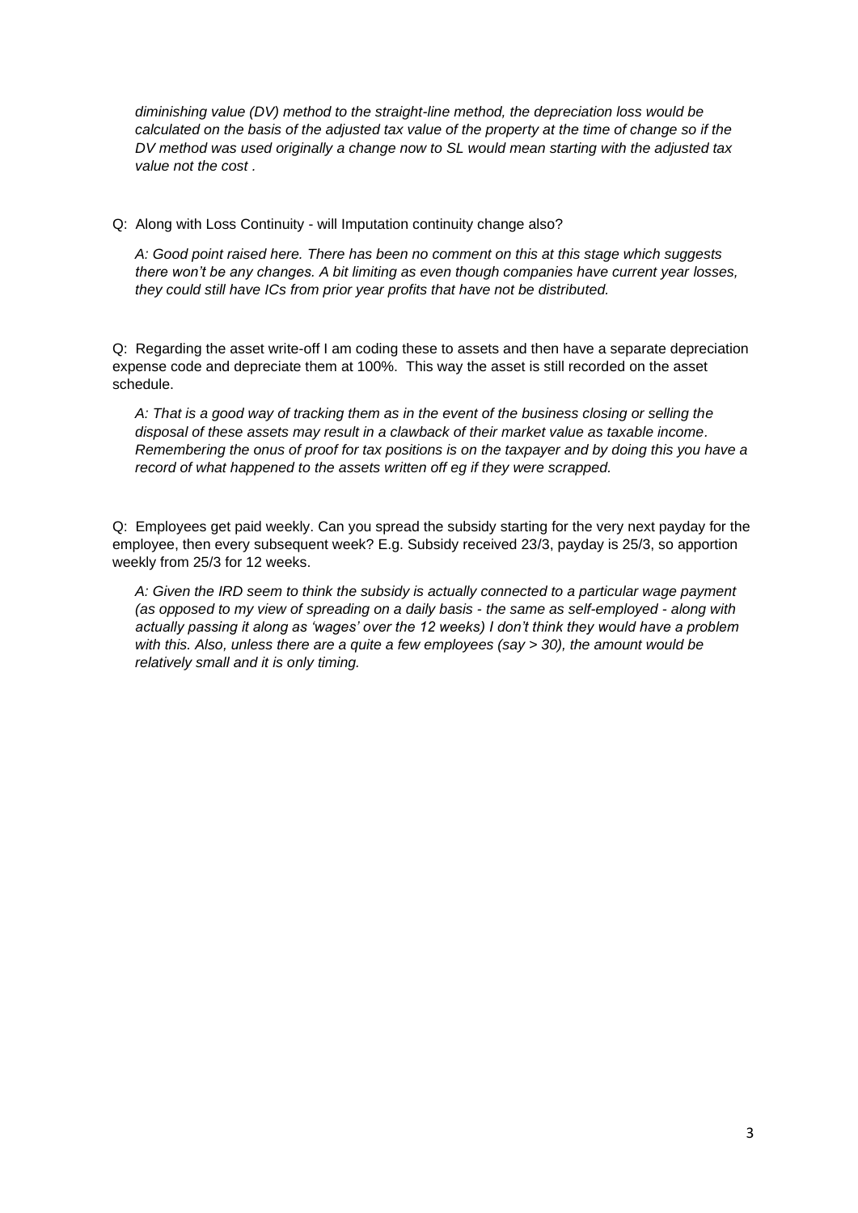*diminishing value (DV) method to the straight-line method, the depreciation loss would be calculated on the basis of the adjusted tax value of the property at the time of change so if the DV method was used originally a change now to SL would mean starting with the adjusted tax value not the cost .*

Q: Along with Loss Continuity - will Imputation continuity change also?

*A: Good point raised here. There has been no comment on this at this stage which suggests there won't be any changes. A bit limiting as even though companies have current year losses, they could still have ICs from prior year profits that have not be distributed.*

Q: Regarding the asset write-off I am coding these to assets and then have a separate depreciation expense code and depreciate them at 100%. This way the asset is still recorded on the asset schedule.

*A: That is a good way of tracking them as in the event of the business closing or selling the disposal of these assets may result in a clawback of their market value as taxable income. Remembering the onus of proof for tax positions is on the taxpayer and by doing this you have a record of what happened to the assets written off eg if they were scrapped.*

Q: Employees get paid weekly. Can you spread the subsidy starting for the very next payday for the employee, then every subsequent week? E.g. Subsidy received 23/3, payday is 25/3, so apportion weekly from 25/3 for 12 weeks.

*A: Given the IRD seem to think the subsidy is actually connected to a particular wage payment (as opposed to my view of spreading on a daily basis - the same as self-employed - along with actually passing it along as 'wages' over the 12 weeks) I don't think they would have a problem with this. Also, unless there are a quite a few employees (say > 30), the amount would be relatively small and it is only timing.*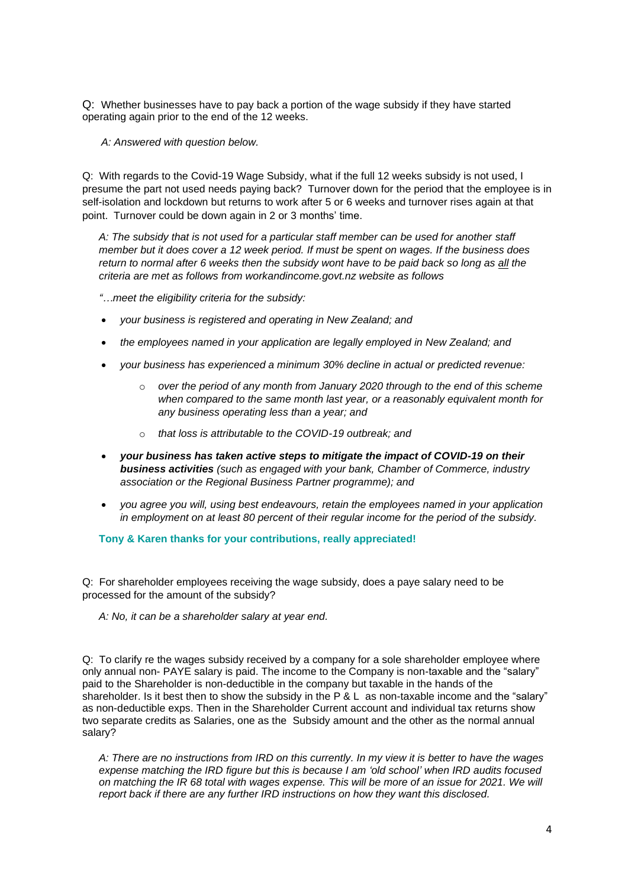Q: Whether businesses have to pay back a portion of the wage subsidy if they have started operating again prior to the end of the 12 weeks.

*A: Answered with question below.*

Q: With regards to the Covid-19 Wage Subsidy, what if the full 12 weeks subsidy is not used, I presume the part not used needs paying back? Turnover down for the period that the employee is in self-isolation and lockdown but returns to work after 5 or 6 weeks and turnover rises again at that point. Turnover could be down again in 2 or 3 months' time.

*A: The subsidy that is not used for a particular staff member can be used for another staff member but it does cover a 12 week period. If must be spent on wages. If the business does return to normal after 6 weeks then the subsidy wont have to be paid back so long as all the criteria are met as follows from workandincome.govt.nz website as follows*

*"…meet the eligibility criteria for the subsidy:*

- *your business is registered and operating in New Zealand; and*
- *the employees named in your application are legally employed in New Zealand; and*
- *your business has experienced a minimum 30% decline in actual or predicted revenue:*
  - *over the period of any month from January 2020 through to the end of this scheme when compared to the same month last year, or a reasonably equivalent month for any business operating less than a year; and*
  - *that loss is attributable to the COVID-19 outbreak; and*
- ***your business has taken active steps to mitigate the impact of COVID-19 on their business activities** (such as engaged with your bank, Chamber of Commerce, industry association or the Regional Business Partner programme); and*
- *you agree you will, using best endeavours, retain the employees named in your application in employment on at least 80 percent of their regular income for the period of the subsidy.*

**Tony & Karen thanks for your contributions, really appreciated!**

Q: For shareholder employees receiving the wage subsidy, does a paye salary need to be processed for the amount of the subsidy?

*A: No, it can be a shareholder salary at year end.*

Q: To clarify re the wages subsidy received by a company for a sole shareholder employee where only annual non- PAYE salary is paid. The income to the Company is non-taxable and the "salary" paid to the Shareholder is non-deductible in the company but taxable in the hands of the shareholder. Is it best then to show the subsidy in the P & L as non-taxable income and the "salary" as non-deductible exps. Then in the Shareholder Current account and individual tax returns show two separate credits as Salaries, one as the Subsidy amount and the other as the normal annual salary?

*A: There are no instructions from IRD on this currently. In my view it is better to have the wages expense matching the IRD figure but this is because I am 'old school' when IRD audits focused on matching the IR 68 total with wages expense. This will be more of an issue for 2021. We will report back if there are any further IRD instructions on how they want this disclosed.*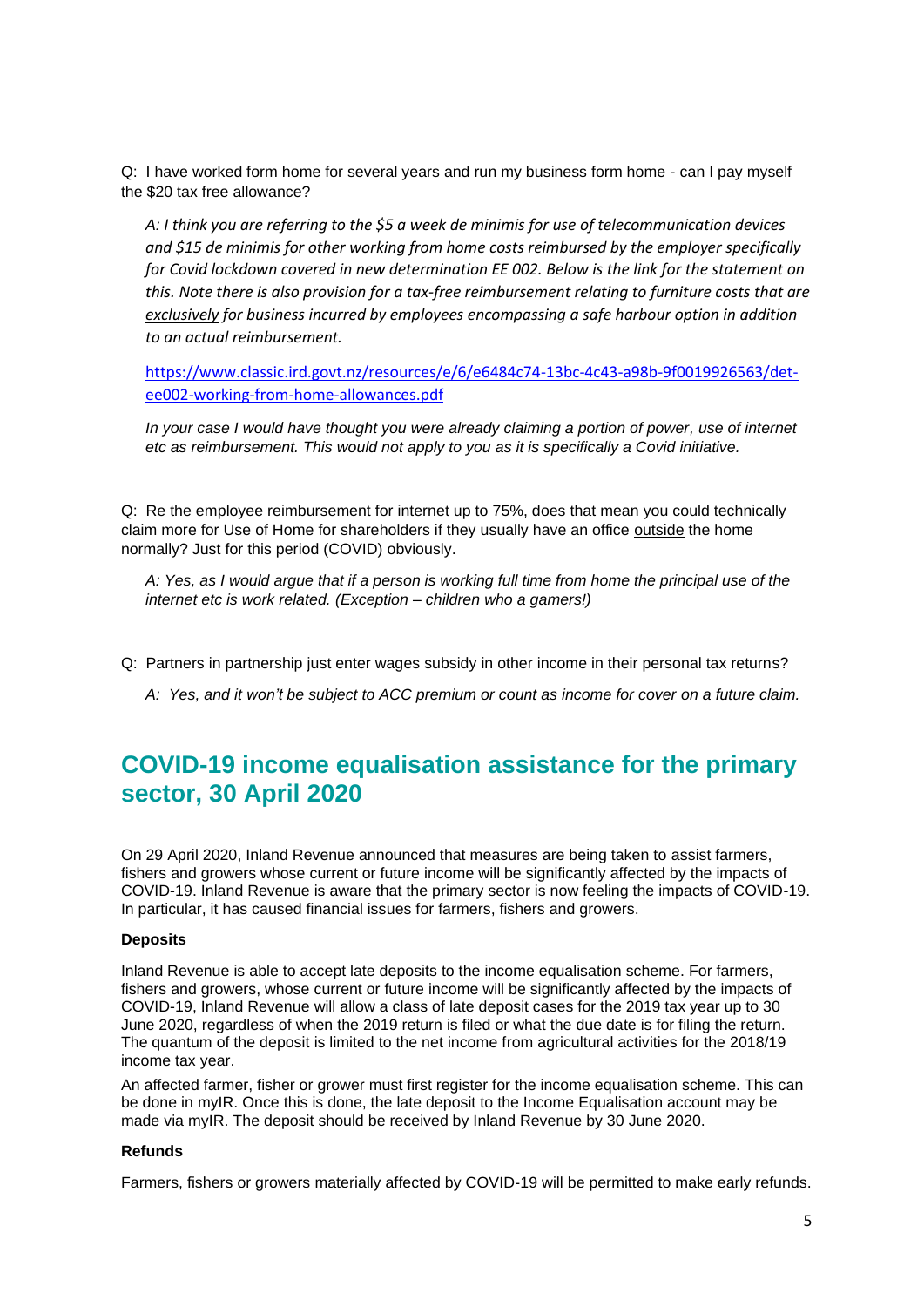Q: I have worked form home for several years and run my business form home - can I pay myself the $20 tax free allowance?

> *A: I think you are referring to the $5 a week de minimis for use of telecommunication devices and $15 de minimis for other working from home costs reimbursed by the employer specifically for Covid lockdown covered in new determination EE 002. Below is the link for the statement on this. Note there is also provision for a tax-free reimbursement relating to furniture costs that are exclusively for business incurred by employees encompassing a safe harbour option in addition to an actual reimbursement.*
>
> https://www.classic.ird.govt.nz/resources/e/6/e6484c74-13bc-4c43-a98b-9f0019926563/det-ee002-working-from-home-allowances.pdf
>
> *In your case I would have thought you were already claiming a portion of power, use of internet etc as reimbursement. This would not apply to you as it is specifically a Covid initiative.*

Q: Re the employee reimbursement for internet up to 75%, does that mean you could technically claim more for Use of Home for shareholders if they usually have an office outside the home normally? Just for this period (COVID) obviously.

> *A: Yes, as I would argue that if a person is working full time from home the principal use of the internet etc is work related. (Exception – children who a gamers!)*

Q: Partners in partnership just enter wages subsidy in other income in their personal tax returns?

> *A: Yes, and it won't be subject to ACC premium or count as income for cover on a future claim.*

## COVID-19 income equalisation assistance for the primary sector, 30 April 2020

On 29 April 2020, Inland Revenue announced that measures are being taken to assist farmers, fishers and growers whose current or future income will be significantly affected by the impacts of COVID-19. Inland Revenue is aware that the primary sector is now feeling the impacts of COVID-19. In particular, it has caused financial issues for farmers, fishers and growers.

**Deposits**

Inland Revenue is able to accept late deposits to the income equalisation scheme. For farmers, fishers and growers, whose current or future income will be significantly affected by the impacts of COVID-19, Inland Revenue will allow a class of late deposit cases for the 2019 tax year up to 30 June 2020, regardless of when the 2019 return is filed or what the due date is for filing the return. The quantum of the deposit is limited to the net income from agricultural activities for the 2018/19 income tax year.

An affected farmer, fisher or grower must first register for the income equalisation scheme. This can be done in myIR. Once this is done, the late deposit to the Income Equalisation account may be made via myIR. The deposit should be received by Inland Revenue by 30 June 2020.

**Refunds**

Farmers, fishers or growers materially affected by COVID-19 will be permitted to make early refunds.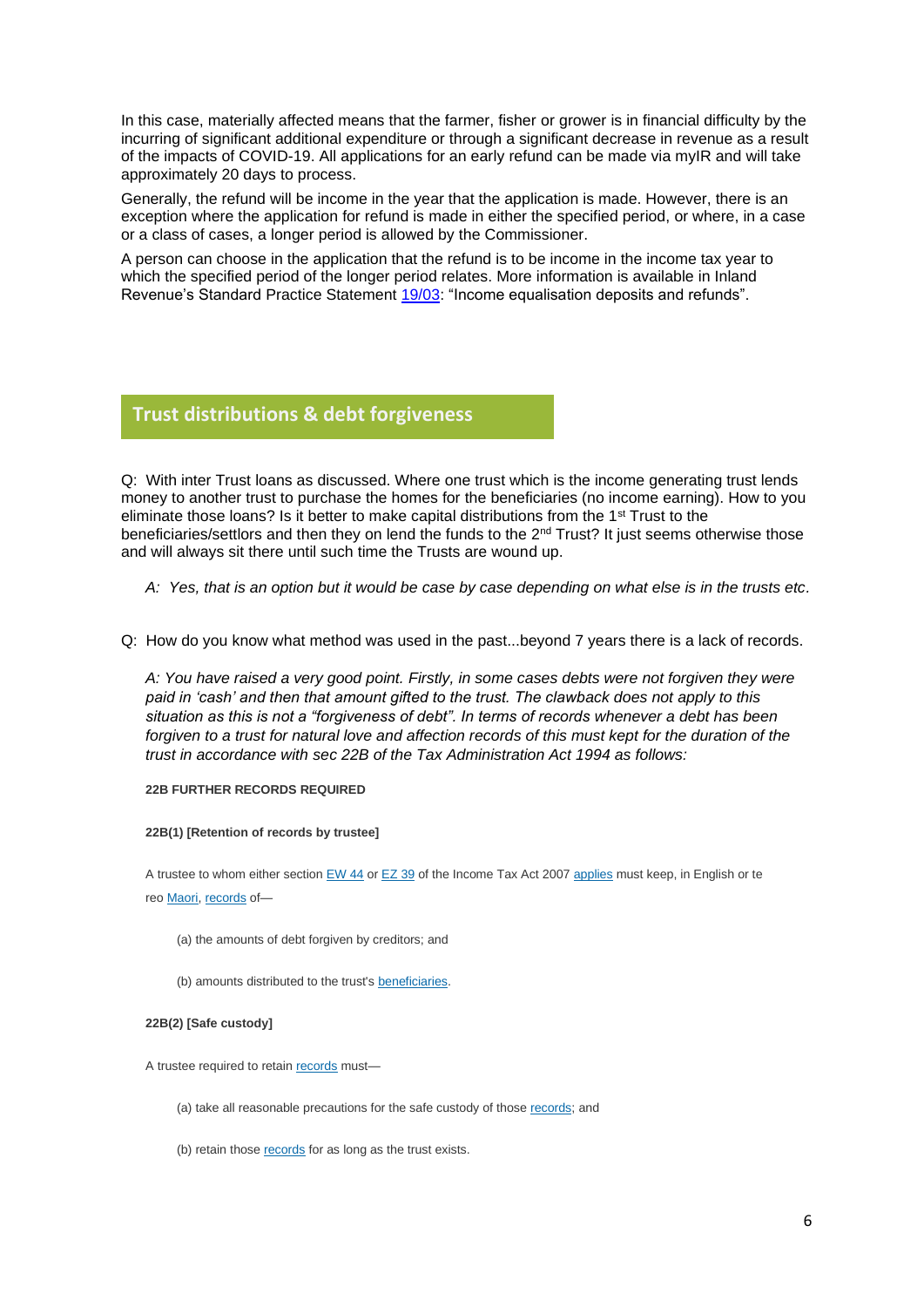In this case, materially affected means that the farmer, fisher or grower is in financial difficulty by the incurring of significant additional expenditure or through a significant decrease in revenue as a result of the impacts of COVID-19. All applications for an early refund can be made via myIR and will take approximately 20 days to process.

Generally, the refund will be income in the year that the application is made. However, there is an exception where the application for refund is made in either the specified period, or where, in a case or a class of cases, a longer period is allowed by the Commissioner.

A person can choose in the application that the refund is to be income in the income tax year to which the specified period of the longer period relates. More information is available in Inland Revenue's Standard Practice Statement 19/03: "Income equalisation deposits and refunds".

## Trust distributions & debt forgiveness

Q: With inter Trust loans as discussed. Where one trust which is the income generating trust lends money to another trust to purchase the homes for the beneficiaries (no income earning). How to you eliminate those loans? Is it better to make capital distributions from the 1st Trust to the beneficiaries/settlors and then they on lend the funds to the 2nd Trust? It just seems otherwise those and will always sit there until such time the Trusts are wound up.

*A: Yes, that is an option but it would be case by case depending on what else is in the trusts etc.*

Q: How do you know what method was used in the past...beyond 7 years there is a lack of records.

*A: You have raised a very good point. Firstly, in some cases debts were not forgiven they were paid in 'cash' and then that amount gifted to the trust. The clawback does not apply to this situation as this is not a "forgiveness of debt". In terms of records whenever a debt has been forgiven to a trust for natural love and affection records of this must kept for the duration of the trust in accordance with sec 22B of the Tax Administration Act 1994 as follows:*

**22B FURTHER RECORDS REQUIRED**

**22B(1) [Retention of records by trustee]**

A trustee to whom either section EW 44 or EZ 39 of the Income Tax Act 2007 applies must keep, in English or te reo Maori, records of—

(a) the amounts of debt forgiven by creditors; and

(b) amounts distributed to the trust's beneficiaries.

**22B(2) [Safe custody]**

A trustee required to retain records must—

(a) take all reasonable precautions for the safe custody of those records; and

(b) retain those records for as long as the trust exists.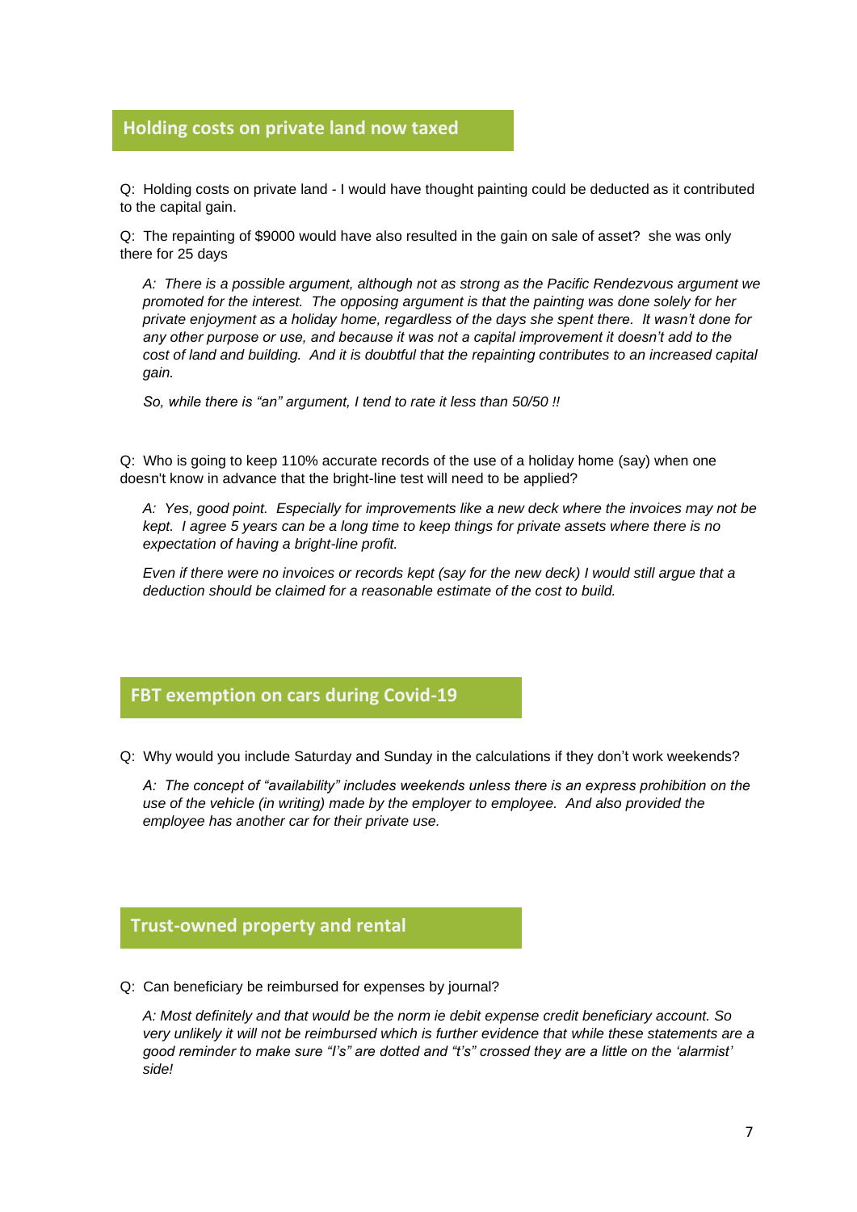## Holding costs on private land now taxed

Q: Holding costs on private land - I would have thought painting could be deducted as it contributed to the capital gain.

Q: The repainting of $9000 would have also resulted in the gain on sale of asset? she was only there for 25 days

*A: There is a possible argument, although not as strong as the Pacific Rendezvous argument we promoted for the interest. The opposing argument is that the painting was done solely for her private enjoyment as a holiday home, regardless of the days she spent there. It wasn't done for any other purpose or use, and because it was not a capital improvement it doesn't add to the cost of land and building. And it is doubtful that the repainting contributes to an increased capital gain.*

*So, while there is "an" argument, I tend to rate it less than 50/50 !!*

Q: Who is going to keep 110% accurate records of the use of a holiday home (say) when one doesn't know in advance that the bright-line test will need to be applied?

*A: Yes, good point. Especially for improvements like a new deck where the invoices may not be kept. I agree 5 years can be a long time to keep things for private assets where there is no expectation of having a bright-line profit.*

*Even if there were no invoices or records kept (say for the new deck) I would still argue that a deduction should be claimed for a reasonable estimate of the cost to build.*

## FBT exemption on cars during Covid-19

Q: Why would you include Saturday and Sunday in the calculations if they don't work weekends?

*A: The concept of "availability" includes weekends unless there is an express prohibition on the use of the vehicle (in writing) made by the employer to employee. And also provided the employee has another car for their private use.*

## Trust-owned property and rental

Q: Can beneficiary be reimbursed for expenses by journal?

*A: Most definitely and that would be the norm ie debit expense credit beneficiary account. So very unlikely it will not be reimbursed which is further evidence that while these statements are a good reminder to make sure "I's" are dotted and "t's" crossed they are a little on the 'alarmist' side!*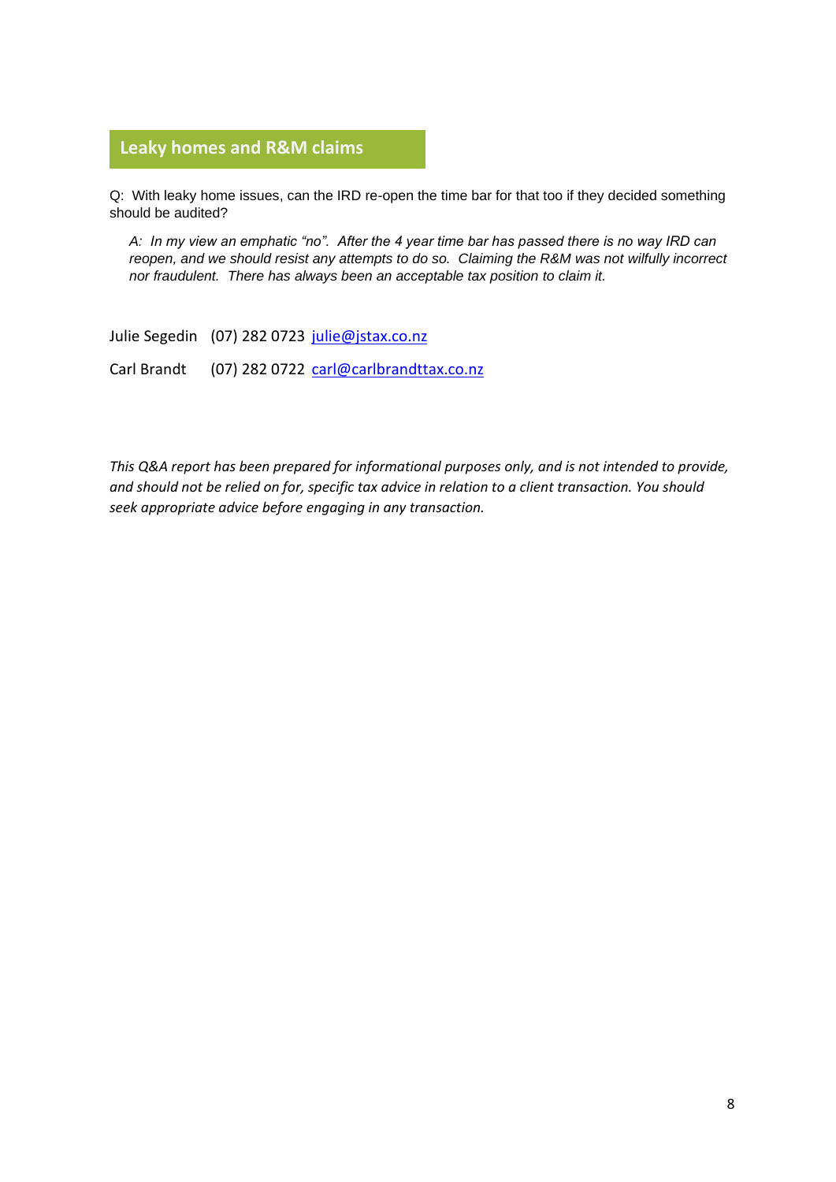## Leaky homes and R&M claims

Q: With leaky home issues, can the IRD re-open the time bar for that too if they decided something should be audited?

> *A: In my view an emphatic "no". After the 4 year time bar has passed there is no way IRD can reopen, and we should resist any attempts to do so. Claiming the R&M was not wilfully incorrect nor fraudulent. There has always been an acceptable tax position to claim it.*

Julie Segedin (07) 282 0723 julie@jstax.co.nz

Carl Brandt (07) 282 0722 carl@carlbrandttax.co.nz

*This Q&A report has been prepared for informational purposes only, and is not intended to provide, and should not be relied on for, specific tax advice in relation to a client transaction. You should seek appropriate advice before engaging in any transaction.*